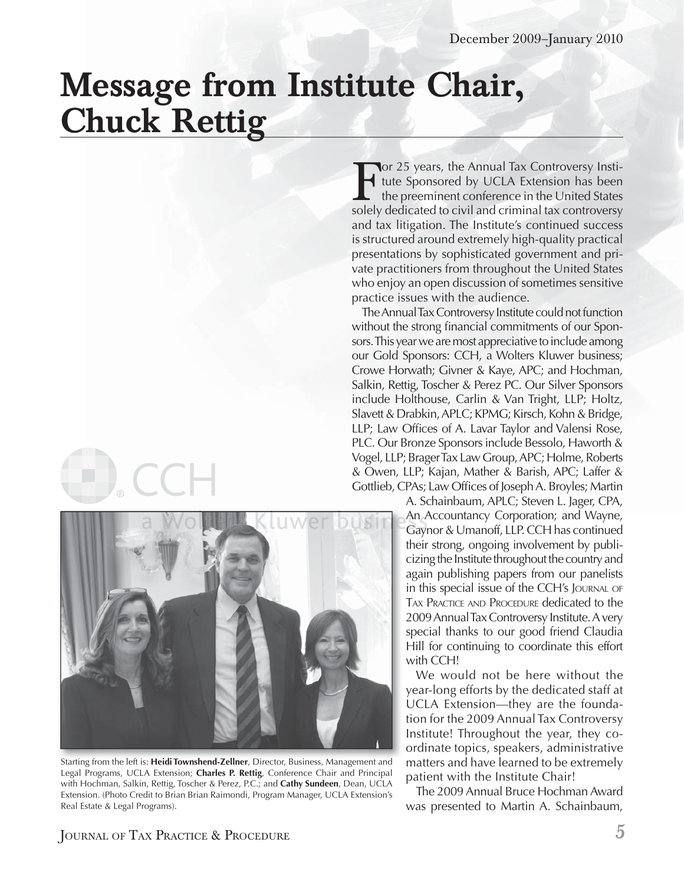December 2009–January 2010

# Message from Institute Chair, Chuck Rettig

For 25 years, the Annual Tax Controversy Institute Sponsored by UCLA Extension has been the preeminent conference in the United States solely dedicated to civil and criminal tax controversy and tax litigation. The Institute's continued success is structured around extremely high-quality practical presentations by sophisticated government and private practitioners from throughout the United States who enjoy an open discussion of sometimes sensitive practice issues with the audience.

The Annual Tax Controversy Institute could not function without the strong financial commitments of our Sponsors. This year we are most appreciative to include among our Gold Sponsors: CCH, a Wolters Kluwer business; Crowe Horwath; Givner & Kaye, APC; and Hochman, Salkin, Rettig, Toscher & Perez PC. Our Silver Sponsors include Holthouse, Carlin & Van Tright, LLP; Holtz, Slavett & Drabkin, APLC; KPMG; Kirsch, Kohn & Bridge, LLP; Law Offices of A. Lavar Taylor and Valensi Rose, PLC. Our Bronze Sponsors include Bessolo, Haworth & Vogel, LLP; Brager Tax Law Group, APC; Holme, Roberts & Owen, LLP; Kajan, Mather & Barish, APC; Laffer & Gottlieb, CPAs; Law Offices of Joseph A. Broyles; Martin A. Schainbaum, APLC; Steven L. Jager, CPA, An Accountancy Corporation; and Wayne, Gaynor & Umanoff, LLP. CCH has continued their strong, ongoing involvement by publicizing the Institute throughout the country and again publishing papers from our panelists in this special issue of the CCH's Journal of Tax Practice and Procedure dedicated to the 2009 Annual Tax Controversy Institute. A very special thanks to our good friend Claudia Hill for continuing to coordinate this effort with CCH!

Starting from the left is: **Heidi Townshend-Zellner**, Director, Business, Management and Legal Programs, UCLA Extension; **Charles P. Rettig**, Conference Chair and Principal with Hochman, Salkin, Rettig, Toscher & Perez, P.C.; and **Cathy Sundeen**, Dean, UCLA Extension. (Photo Credit to Brian Brian Raimondi, Program Manager, UCLA Extension's Real Estate & Legal Programs).

We would not be here without the year-long efforts by the dedicated staff at UCLA Extension—they are the foundation for the 2009 Annual Tax Controversy Institute! Throughout the year, they coordinate topics, speakers, administrative matters and have learned to be extremely patient with the Institute Chair!

The 2009 Annual Bruce Hochman Award was presented to Martin A. Schainbaum,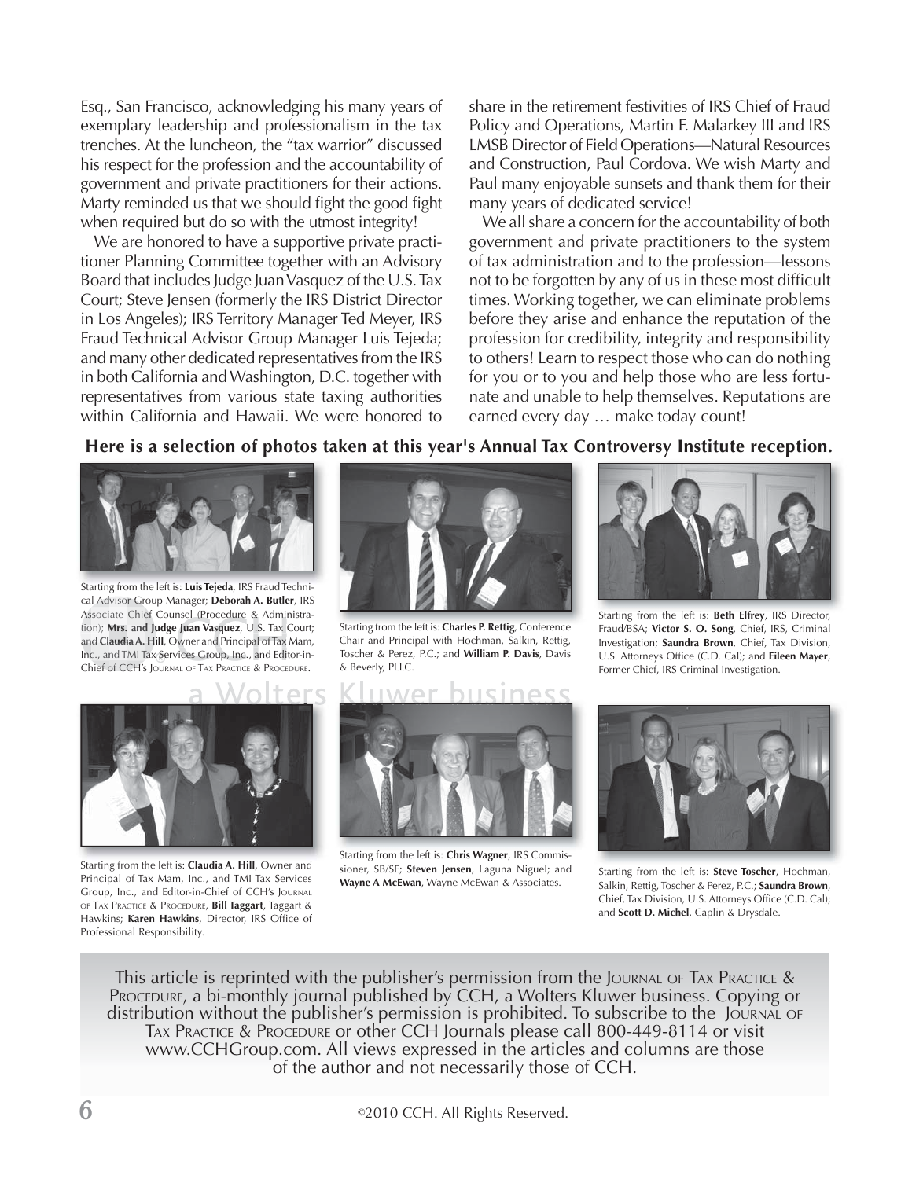Esq., San Francisco, acknowledging his many years of exemplary leadership and professionalism in the tax trenches. At the luncheon, the "tax warrior" discussed his respect for the profession and the accountability of government and private practitioners for their actions. Marty reminded us that we should fight the good fight when required but do so with the utmost integrity!

We are honored to have a supportive private practitioner Planning Committee together with an Advisory Board that includes Judge Juan Vasquez of the U.S. Tax Court; Steve Jensen (formerly the IRS District Director in Los Angeles); IRS Territory Manager Ted Meyer, IRS Fraud Technical Advisor Group Manager Luis Tejeda; and many other dedicated representatives from the IRS in both California and Washington, D.C. together with representatives from various state taxing authorities within California and Hawaii. We were honored to share in the retirement festivities of IRS Chief of Fraud Policy and Operations, Martin F. Malarkey III and IRS LMSB Director of Field Operations—Natural Resources and Construction, Paul Cordova. We wish Marty and Paul many enjoyable sunsets and thank them for their many years of dedicated service!

We all share a concern for the accountability of both government and private practitioners to the system of tax administration and to the profession—lessons not to be forgotten by any of us in these most difficult times. Working together, we can eliminate problems before they arise and enhance the reputation of the profession for credibility, integrity and responsibility to others! Learn to respect those who can do nothing for you or to you and help those who are less fortunate and unable to help themselves. Reputations are earned every day … make today count!

**Here is a selection of photos taken at this year's Annual Tax Controversy Institute reception.**

Starting from the left is: **Luis Tejeda**, IRS Fraud Technical Advisor Group Manager; **Deborah A. Butler**, IRS Associate Chief Counsel (Procedure & Administration); **Mrs. and Judge Juan Vasquez**, U.S. Tax Court; and **Claudia A. Hill**, Owner and Principal of Tax Mam, Inc., and TMI Tax Services Group, Inc., and Editor-in-Chief of CCH's Journal of Tax Practice & Procedure.

Starting from the left is: **Charles P. Rettig**, Conference Chair and Principal with Hochman, Salkin, Rettig, Toscher & Perez, P.C.; and **William P. Davis**, Davis & Beverly, PLLC.

Starting from the left is: **Beth Elfrey**, IRS Director, Fraud/BSA; **Victor S. O. Song**, Chief, IRS, Criminal Investigation; **Saundra Brown**, Chief, Tax Division, U.S. Attorneys Office (C.D. Cal); and **Eileen Mayer**, Former Chief, IRS Criminal Investigation.

Starting from the left is: **Claudia A. Hill**, Owner and Principal of Tax Mam, Inc., and TMI Tax Services Group, Inc., and Editor-in-Chief of CCH's Journal of Tax Practice & Procedure, **Bill Taggart**, Taggart & Hawkins; **Karen Hawkins**, Director, IRS Office of Professional Responsibility.

Starting from the left is: **Chris Wagner**, IRS Commissioner, SB/SE; **Steven Jensen**, Laguna Niguel; and **Wayne A McEwan**, Wayne McEwan & Associates.

Starting from the left is: **Steve Toscher**, Hochman, Salkin, Rettig, Toscher & Perez, P.C.; **Saundra Brown**, Chief, Tax Division, U.S. Attorneys Office (C.D. Cal); and **Scott D. Michel**, Caplin & Drysdale.

This article is reprinted with the publisher's permission from the Journal of Tax Practice & Procedure, a bi-monthly journal published by CCH, a Wolters Kluwer business. Copying or distribution without the publisher's permission is prohibited. To subscribe to the Journal of Tax Practice & Procedure or other CCH Journals please call 800-449-8114 or visit www.CCHGroup.com. All views expressed in the articles and columns are those of the author and not necessarily those of CCH.

©2010 CCH. All Rights Reserved.